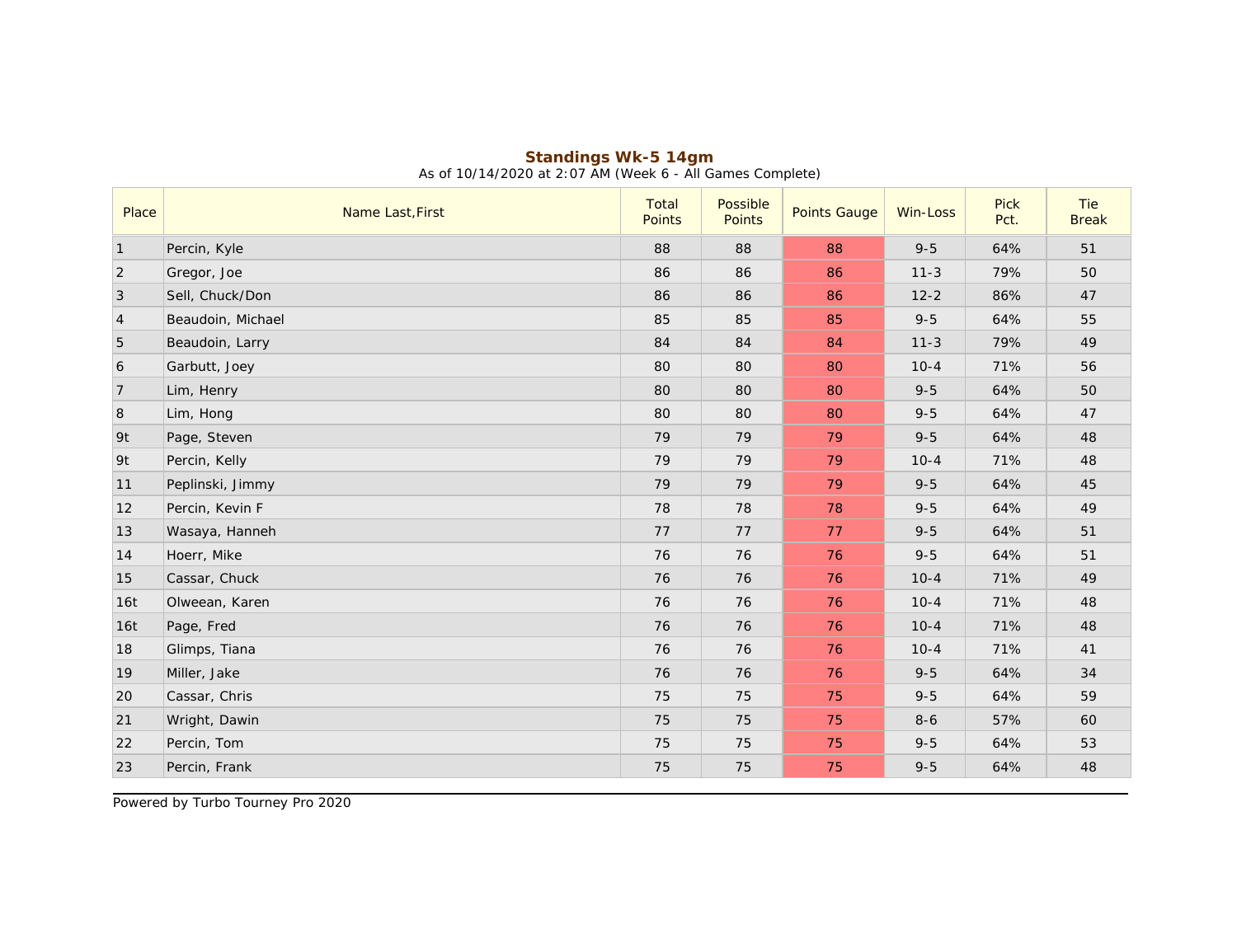## Standings Wk-5 14gm

As of 10/14/2020 at 2:07 AM (Week 6 - All Games Complete)

| Place | Name Last,First | Total Points | Possible Points | Points Gauge | Win-Loss | Pick Pct. | Tie Break |
|---|---|---|---|---|---|---|---|
| 1 | Percin, Kyle | 88 | 88 | 88 | 9-5 | 64% | 51 |
| 2 | Gregor, Joe | 86 | 86 | 86 | 11-3 | 79% | 50 |
| 3 | Sell, Chuck/Don | 86 | 86 | 86 | 12-2 | 86% | 47 |
| 4 | Beaudoin, Michael | 85 | 85 | 85 | 9-5 | 64% | 55 |
| 5 | Beaudoin, Larry | 84 | 84 | 84 | 11-3 | 79% | 49 |
| 6 | Garbutt, Joey | 80 | 80 | 80 | 10-4 | 71% | 56 |
| 7 | Lim, Henry | 80 | 80 | 80 | 9-5 | 64% | 50 |
| 8 | Lim, Hong | 80 | 80 | 80 | 9-5 | 64% | 47 |
| 9t | Page, Steven | 79 | 79 | 79 | 9-5 | 64% | 48 |
| 9t | Percin, Kelly | 79 | 79 | 79 | 10-4 | 71% | 48 |
| 11 | Peplinski, Jimmy | 79 | 79 | 79 | 9-5 | 64% | 45 |
| 12 | Percin, Kevin F | 78 | 78 | 78 | 9-5 | 64% | 49 |
| 13 | Wasaya, Hanneh | 77 | 77 | 77 | 9-5 | 64% | 51 |
| 14 | Hoerr, Mike | 76 | 76 | 76 | 9-5 | 64% | 51 |
| 15 | Cassar, Chuck | 76 | 76 | 76 | 10-4 | 71% | 49 |
| 16t | Olweean, Karen | 76 | 76 | 76 | 10-4 | 71% | 48 |
| 16t | Page, Fred | 76 | 76 | 76 | 10-4 | 71% | 48 |
| 18 | Glimps, Tiana | 76 | 76 | 76 | 10-4 | 71% | 41 |
| 19 | Miller, Jake | 76 | 76 | 76 | 9-5 | 64% | 34 |
| 20 | Cassar, Chris | 75 | 75 | 75 | 9-5 | 64% | 59 |
| 21 | Wright, Dawin | 75 | 75 | 75 | 8-6 | 57% | 60 |
| 22 | Percin, Tom | 75 | 75 | 75 | 9-5 | 64% | 53 |
| 23 | Percin, Frank | 75 | 75 | 75 | 9-5 | 64% | 48 |

Powered by Turbo Tourney Pro 2020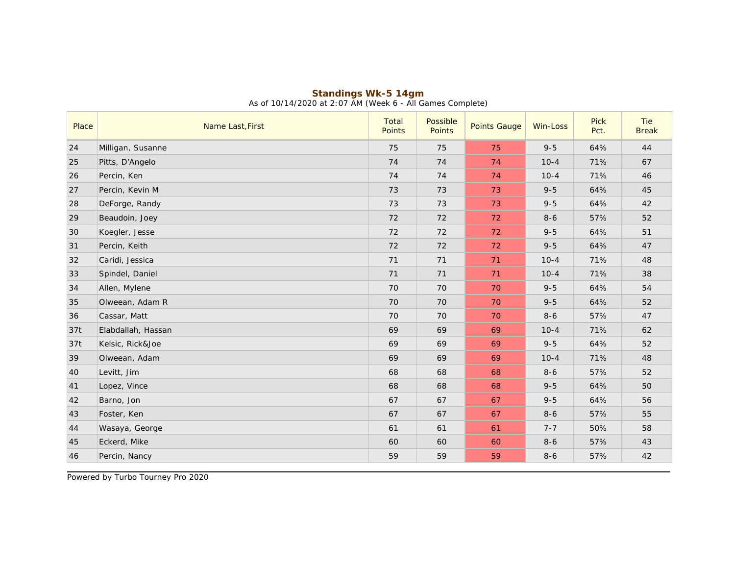**Standings Wk-5 14gm**

As of 10/14/2020 at 2:07 AM (Week 6 - All Games Complete)

| Place | Name Last,First | Total Points | Possible Points | Points Gauge | Win-Loss | Pick Pct. | Tie Break |
|---|---|---|---|---|---|---|---|
| 24 | Milligan, Susanne | 75 | 75 | 75 | 9-5 | 64% | 44 |
| 25 | Pitts, D’Angelo | 74 | 74 | 74 | 10-4 | 71% | 67 |
| 26 | Percin, Ken | 74 | 74 | 74 | 10-4 | 71% | 46 |
| 27 | Percin, Kevin M | 73 | 73 | 73 | 9-5 | 64% | 45 |
| 28 | DeForge, Randy | 73 | 73 | 73 | 9-5 | 64% | 42 |
| 29 | Beaudoin, Joey | 72 | 72 | 72 | 8-6 | 57% | 52 |
| 30 | Koegler, Jesse | 72 | 72 | 72 | 9-5 | 64% | 51 |
| 31 | Percin, Keith | 72 | 72 | 72 | 9-5 | 64% | 47 |
| 32 | Caridi, Jessica | 71 | 71 | 71 | 10-4 | 71% | 48 |
| 33 | Spindel, Daniel | 71 | 71 | 71 | 10-4 | 71% | 38 |
| 34 | Allen, Mylene | 70 | 70 | 70 | 9-5 | 64% | 54 |
| 35 | Olweean, Adam R | 70 | 70 | 70 | 9-5 | 64% | 52 |
| 36 | Cassar, Matt | 70 | 70 | 70 | 8-6 | 57% | 47 |
| 37t | Elabdallah, Hassan | 69 | 69 | 69 | 10-4 | 71% | 62 |
| 37t | Kelsic, Rick&Joe | 69 | 69 | 69 | 9-5 | 64% | 52 |
| 39 | Olweean, Adam | 69 | 69 | 69 | 10-4 | 71% | 48 |
| 40 | Levitt, Jim | 68 | 68 | 68 | 8-6 | 57% | 52 |
| 41 | Lopez, Vince | 68 | 68 | 68 | 9-5 | 64% | 50 |
| 42 | Barno, Jon | 67 | 67 | 67 | 9-5 | 64% | 56 |
| 43 | Foster, Ken | 67 | 67 | 67 | 8-6 | 57% | 55 |
| 44 | Wasaya, George | 61 | 61 | 61 | 7-7 | 50% | 58 |
| 45 | Eckerd, Mike | 60 | 60 | 60 | 8-6 | 57% | 43 |
| 46 | Percin, Nancy | 59 | 59 | 59 | 8-6 | 57% | 42 |

Powered by Turbo Tourney Pro 2020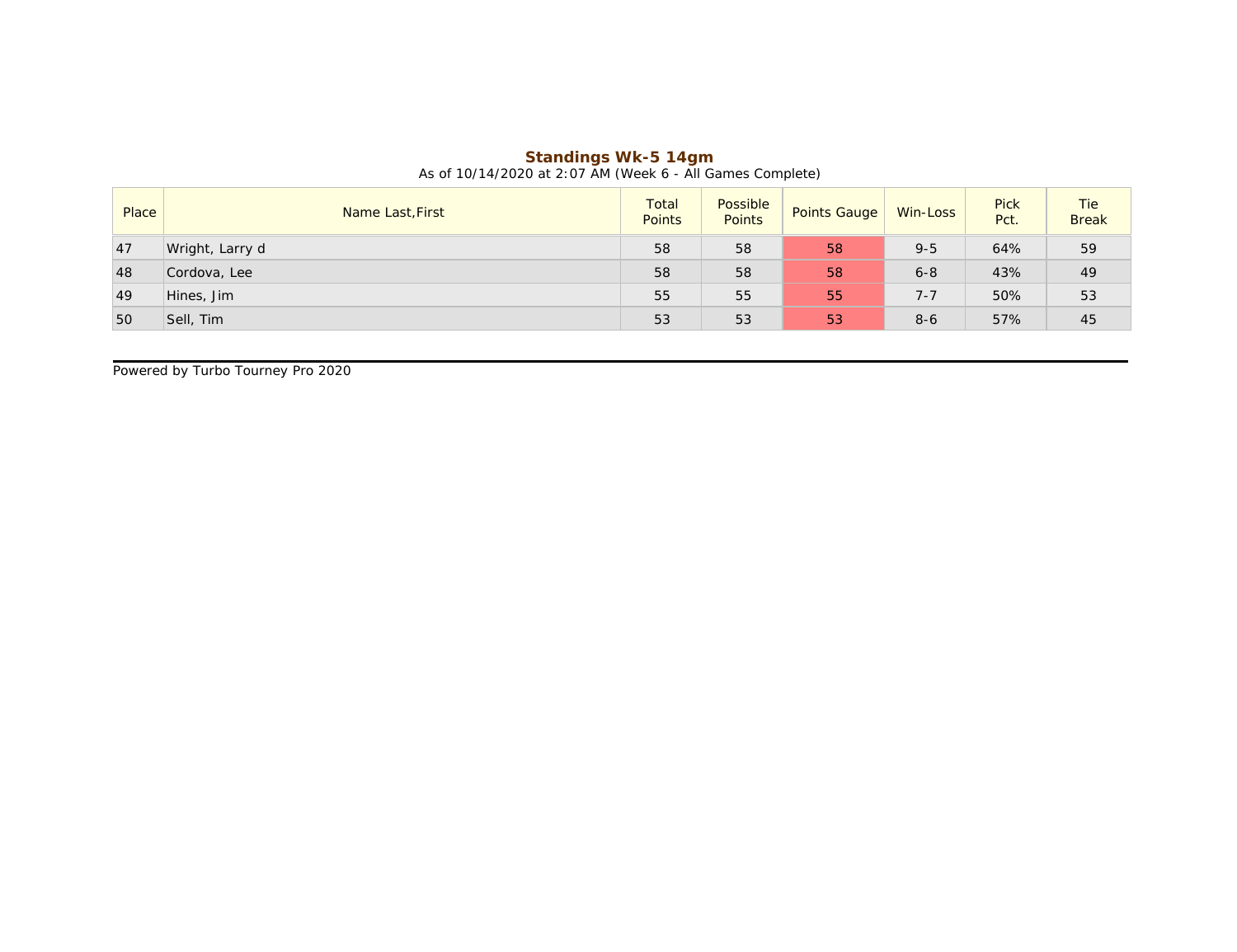**Standings Wk-5 14gm**

As of 10/14/2020 at 2:07 AM (Week 6 - All Games Complete)

| Place | Name Last,First | Total Points | Possible Points | Points Gauge | Win-Loss | Pick Pct. | Tie Break |
|---|---|---|---|---|---|---|---|
| 47 | Wright, Larry d | 58 | 58 | 58 | 9-5 | 64% | 59 |
| 48 | Cordova, Lee | 58 | 58 | 58 | 6-8 | 43% | 49 |
| 49 | Hines, Jim | 55 | 55 | 55 | 7-7 | 50% | 53 |
| 50 | Sell, Tim | 53 | 53 | 53 | 8-6 | 57% | 45 |

Powered by Turbo Tourney Pro 2020